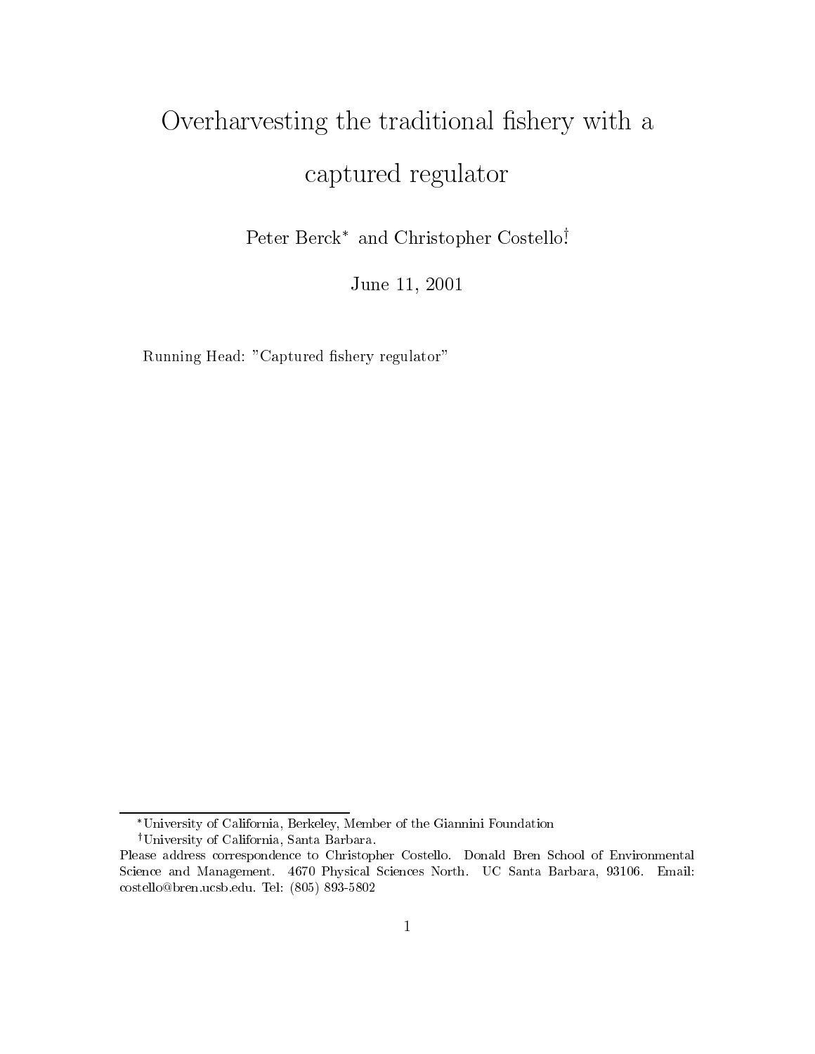# Overharvesting the traditional fishery with a captured regulator

Peter Berck[*] and Christopher Costello[†]

June 11, 2001

Running Head: "Captured fishery regulator"

---

[*] University of California, Berkeley, Member of the Giannini Foundation

[†] University of California, Santa Barbara.

Please address correspondence to Christopher Costello. Donald Bren School of Environmental Science and Management. 4670 Physical Sciences North. UC Santa Barbara, 93106. Email: costello@bren.ucsb.edu. Tel: (805) 893-5802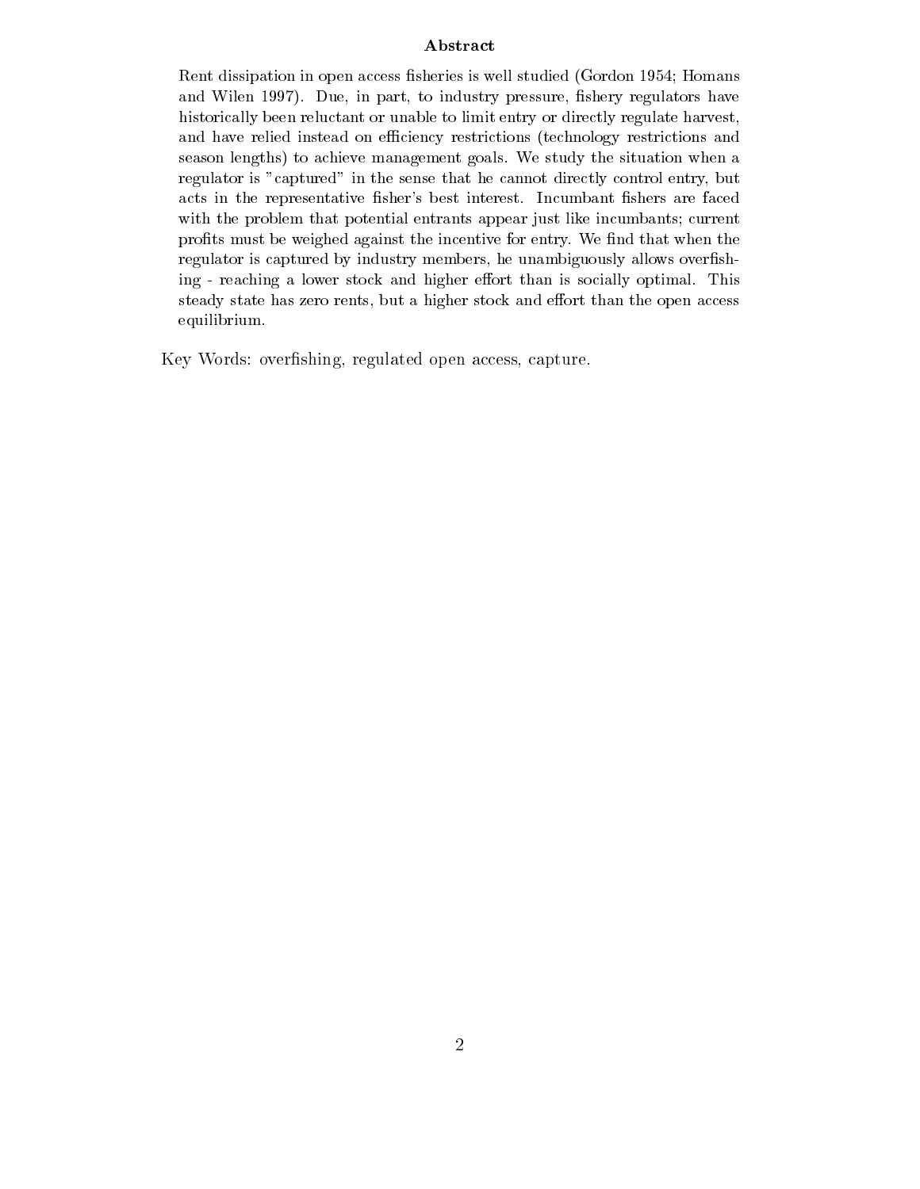## Abstract

Rent dissipation in open access fisheries is well studied (Gordon 1954; Homans and Wilen 1997). Due, in part, to industry pressure, fishery regulators have historically been reluctant or unable to limit entry or directly regulate harvest, and have relied instead on efficiency restrictions (technology restrictions and season lengths) to achieve management goals. We study the situation when a regulator is "captured" in the sense that he cannot directly control entry, but acts in the representative fisher's best interest. Incumbant fishers are faced with the problem that potential entrants appear just like incumbants; current profits must be weighed against the incentive for entry. We find that when the regulator is captured by industry members, he unambiguously allows overfishing - reaching a lower stock and higher effort than is socially optimal. This steady state has zero rents, but a higher stock and effort than the open access equilibrium.

Key Words: overfishing, regulated open access, capture.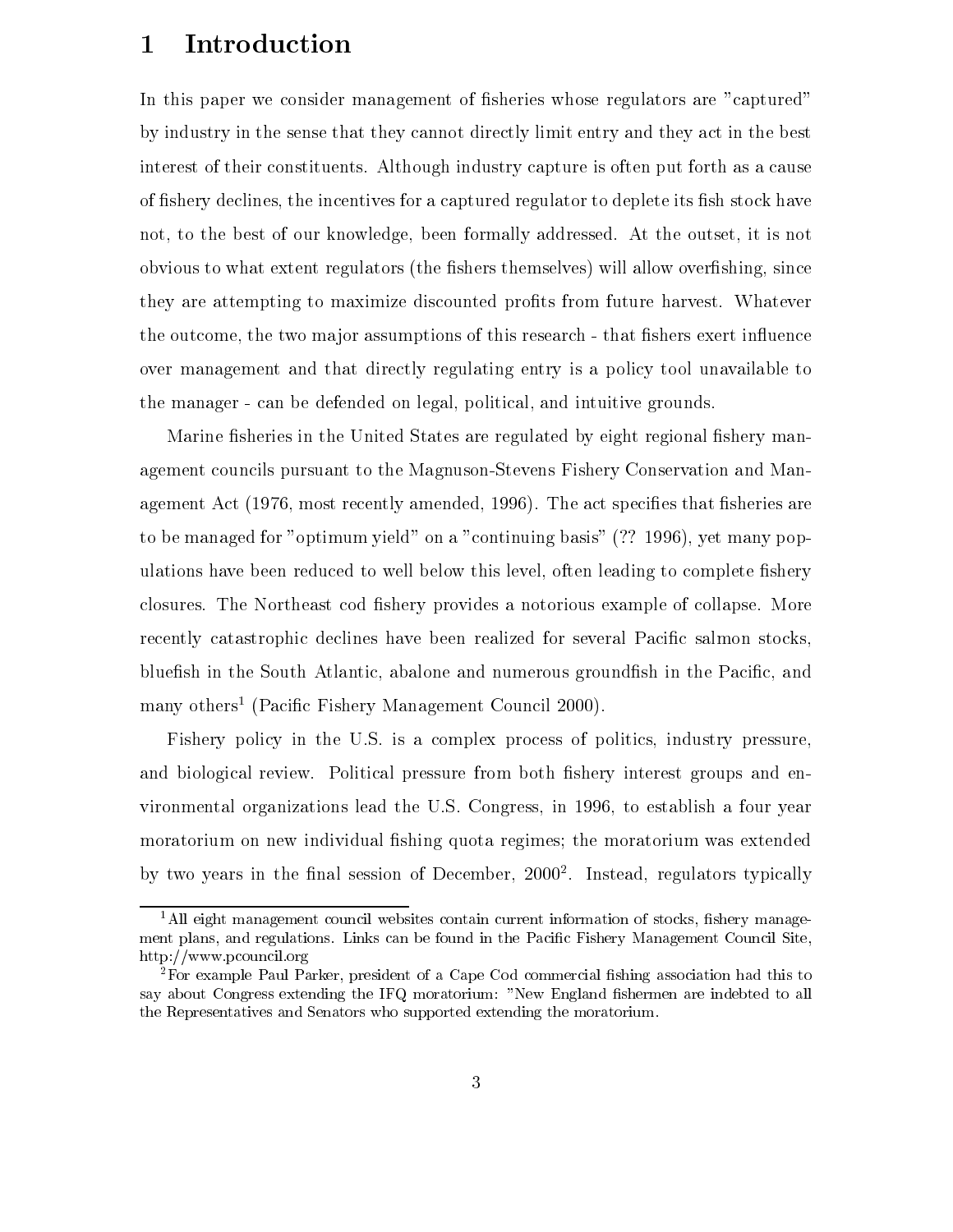# 1 Introduction

In this paper we consider management of fisheries whose regulators are "captured" by industry in the sense that they cannot directly limit entry and they act in the best interest of their constituents. Although industry capture is often put forth as a cause of fishery declines, the incentives for a captured regulator to deplete its fish stock have not, to the best of our knowledge, been formally addressed. At the outset, it is not obvious to what extent regulators (the fishers themselves) will allow overfishing, since they are attempting to maximize discounted profits from future harvest. Whatever the outcome, the two major assumptions of this research - that fishers exert influence over management and that directly regulating entry is a policy tool unavailable to the manager - can be defended on legal, political, and intuitive grounds.

Marine fisheries in the United States are regulated by eight regional fishery management councils pursuant to the Magnuson-Stevens Fishery Conservation and Management Act (1976, most recently amended, 1996). The act specifies that fisheries are to be managed for "optimum yield" on a "continuing basis" (?? 1996), yet many populations have been reduced to well below this level, often leading to complete fishery closures. The Northeast cod fishery provides a notorious example of collapse. More recently catastrophic declines have been realized for several Pacific salmon stocks, bluefish in the South Atlantic, abalone and numerous groundfish in the Pacific, and many others[1] (Pacific Fishery Management Council 2000).

Fishery policy in the U.S. is a complex process of politics, industry pressure, and biological review. Political pressure from both fishery interest groups and environmental organizations lead the U.S. Congress, in 1996, to establish a four year moratorium on new individual fishing quota regimes; the moratorium was extended by two years in the final session of December, 2000[2]. Instead, regulators typically

[1] All eight management council websites contain current information of stocks, fishery management plans, and regulations. Links can be found in the Pacific Fishery Management Council Site, http://www.pcouncil.org

[2] For example Paul Parker, president of a Cape Cod commercial fishing association had this to say about Congress extending the IFQ moratorium: "New England fishermen are indebted to all the Representatives and Senators who supported extending the moratorium.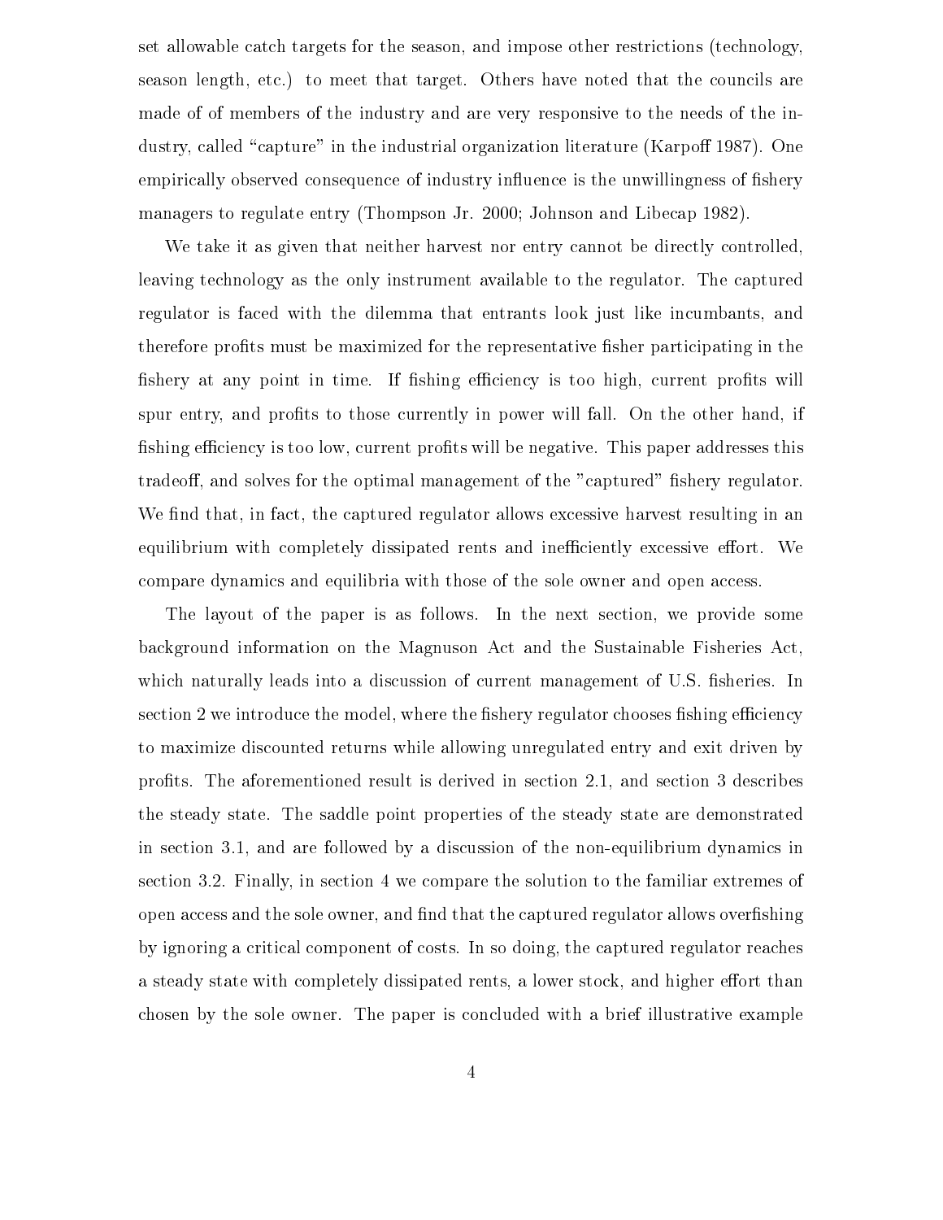set allowable catch targets for the season, and impose other restrictions (technology, season length, etc.) to meet that target. Others have noted that the councils are made of of members of the industry and are very responsive to the needs of the industry, called "capture" in the industrial organization literature (Karpoff 1987). One empirically observed consequence of industry influence is the unwillingness of fishery managers to regulate entry (Thompson Jr. 2000; Johnson and Libecap 1982).

We take it as given that neither harvest nor entry cannot be directly controlled, leaving technology as the only instrument available to the regulator. The captured regulator is faced with the dilemma that entrants look just like incumbants, and therefore profits must be maximized for the representative fisher participating in the fishery at any point in time. If fishing efficiency is too high, current profits will spur entry, and profits to those currently in power will fall. On the other hand, if fishing efficiency is too low, current profits will be negative. This paper addresses this tradeoff, and solves for the optimal management of the "captured" fishery regulator. We find that, in fact, the captured regulator allows excessive harvest resulting in an equilibrium with completely dissipated rents and inefficiently excessive effort. We compare dynamics and equilibria with those of the sole owner and open access.

The layout of the paper is as follows. In the next section, we provide some background information on the Magnuson Act and the Sustainable Fisheries Act, which naturally leads into a discussion of current management of U.S. fisheries. In section 2 we introduce the model, where the fishery regulator chooses fishing efficiency to maximize discounted returns while allowing unregulated entry and exit driven by profits. The aforementioned result is derived in section 2.1, and section 3 describes the steady state. The saddle point properties of the steady state are demonstrated in section 3.1, and are followed by a discussion of the non-equilibrium dynamics in section 3.2. Finally, in section 4 we compare the solution to the familiar extremes of open access and the sole owner, and find that the captured regulator allows overfishing by ignoring a critical component of costs. In so doing, the captured regulator reaches a steady state with completely dissipated rents, a lower stock, and higher effort than chosen by the sole owner. The paper is concluded with a brief illustrative example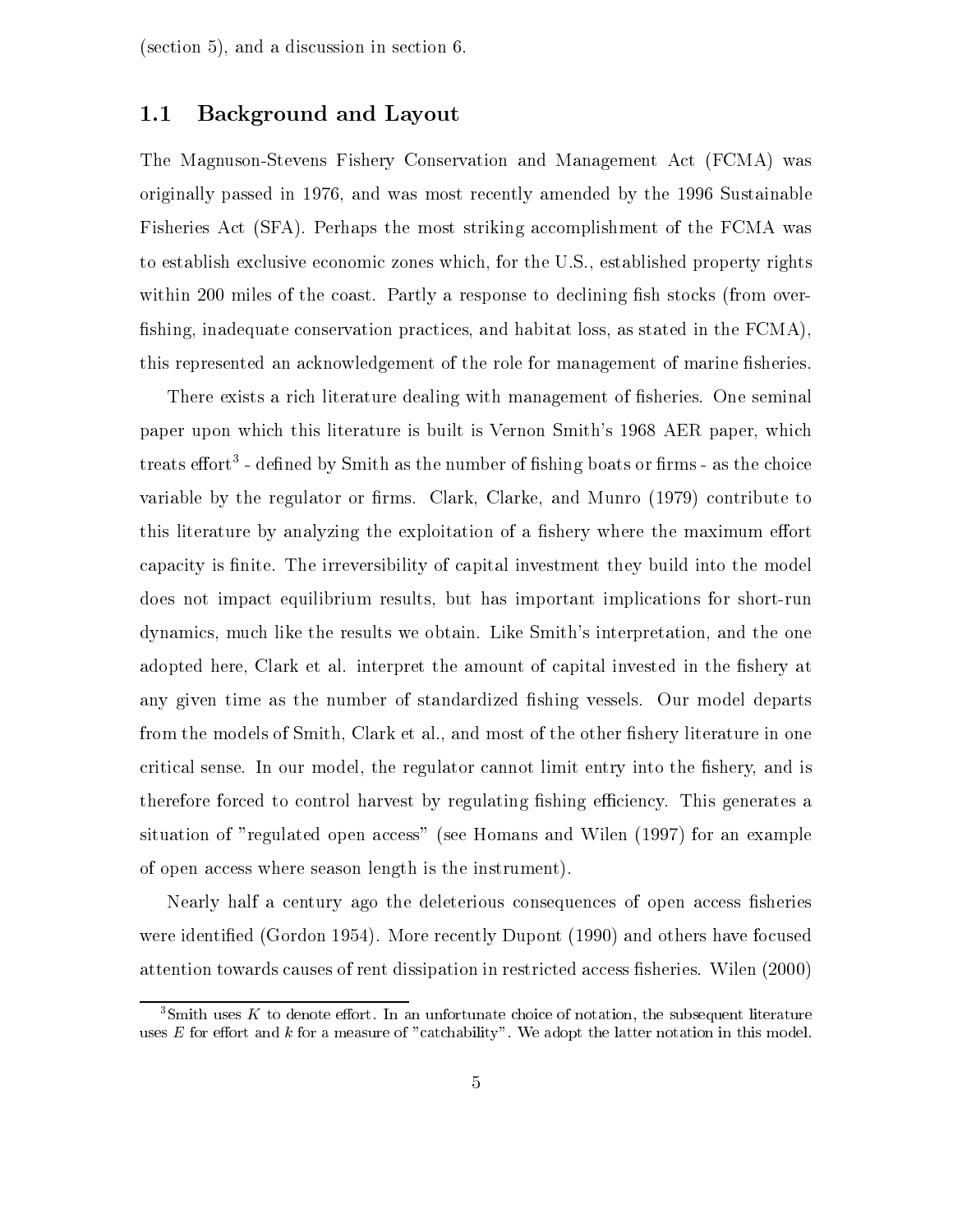(section 5), and a discussion in section 6.

### 1.1 Background and Layout

The Magnuson-Stevens Fishery Conservation and Management Act (FCMA) was originally passed in 1976, and was most recently amended by the 1996 Sustainable Fisheries Act (SFA). Perhaps the most striking accomplishment of the FCMA was to establish exclusive economic zones which, for the U.S., established property rights within 200 miles of the coast. Partly a response to declining fish stocks (from overfishing, inadequate conservation practices, and habitat loss, as stated in the FCMA), this represented an acknowledgement of the role for management of marine fisheries.

There exists a rich literature dealing with management of fisheries. One seminal paper upon which this literature is built is Vernon Smith's 1968 AER paper, which treats effort[3] - defined by Smith as the number of fishing boats or firms - as the choice variable by the regulator or firms. Clark, Clarke, and Munro (1979) contribute to this literature by analyzing the exploitation of a fishery where the maximum effort capacity is finite. The irreversibility of capital investment they build into the model does not impact equilibrium results, but has important implications for short-run dynamics, much like the results we obtain. Like Smith's interpretation, and the one adopted here, Clark et al. interpret the amount of capital invested in the fishery at any given time as the number of standardized fishing vessels. Our model departs from the models of Smith, Clark et al., and most of the other fishery literature in one critical sense. In our model, the regulator cannot limit entry into the fishery, and is therefore forced to control harvest by regulating fishing efficiency. This generates a situation of "regulated open access" (see Homans and Wilen (1997) for an example of open access where season length is the instrument).

Nearly half a century ago the deleterious consequences of open access fisheries were identified (Gordon 1954). More recently Dupont (1990) and others have focused attention towards causes of rent dissipation in restricted access fisheries. Wilen (2000)

[3] Smith uses $K$ to denote effort. In an unfortunate choice of notation, the subsequent literature uses $E$ for effort and $k$ for a measure of "catchability". We adopt the latter notation in this model.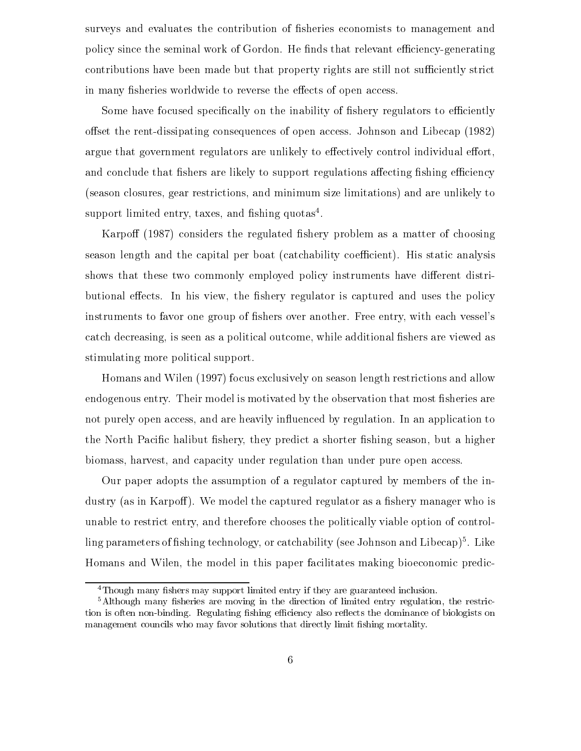surveys and evaluates the contribution of fisheries economists to management and policy since the seminal work of Gordon. He finds that relevant efficiency-generating contributions have been made but that property rights are still not sufficiently strict in many fisheries worldwide to reverse the effects of open access.

Some have focused specifically on the inability of fishery regulators to efficiently offset the rent-dissipating consequences of open access. Johnson and Libecap (1982) argue that government regulators are unlikely to effectively control individual effort, and conclude that fishers are likely to support regulations affecting fishing efficiency (season closures, gear restrictions, and minimum size limitations) and are unlikely to support limited entry, taxes, and fishing quotas[4].

Karpoff (1987) considers the regulated fishery problem as a matter of choosing season length and the capital per boat (catchability coefficient). His static analysis shows that these two commonly employed policy instruments have different distributional effects. In his view, the fishery regulator is captured and uses the policy instruments to favor one group of fishers over another. Free entry, with each vessel's catch decreasing, is seen as a political outcome, while additional fishers are viewed as stimulating more political support.

Homans and Wilen (1997) focus exclusively on season length restrictions and allow endogenous entry. Their model is motivated by the observation that most fisheries are not purely open access, and are heavily influenced by regulation. In an application to the North Pacific halibut fishery, they predict a shorter fishing season, but a higher biomass, harvest, and capacity under regulation than under pure open access.

Our paper adopts the assumption of a regulator captured by members of the industry (as in Karpoff). We model the captured regulator as a fishery manager who is unable to restrict entry, and therefore chooses the politically viable option of controlling parameters of fishing technology, or catchability (see Johnson and Libecap)[5]. Like Homans and Wilen, the model in this paper facilitates making bioeconomic predic-

[4] Though many fishers may support limited entry if they are guaranteed inclusion.

[5] Although many fisheries are moving in the direction of limited entry regulation, the restriction is often non-binding. Regulating fishing efficiency also reflects the dominance of biologists on management councils who may favor solutions that directly limit fishing mortality.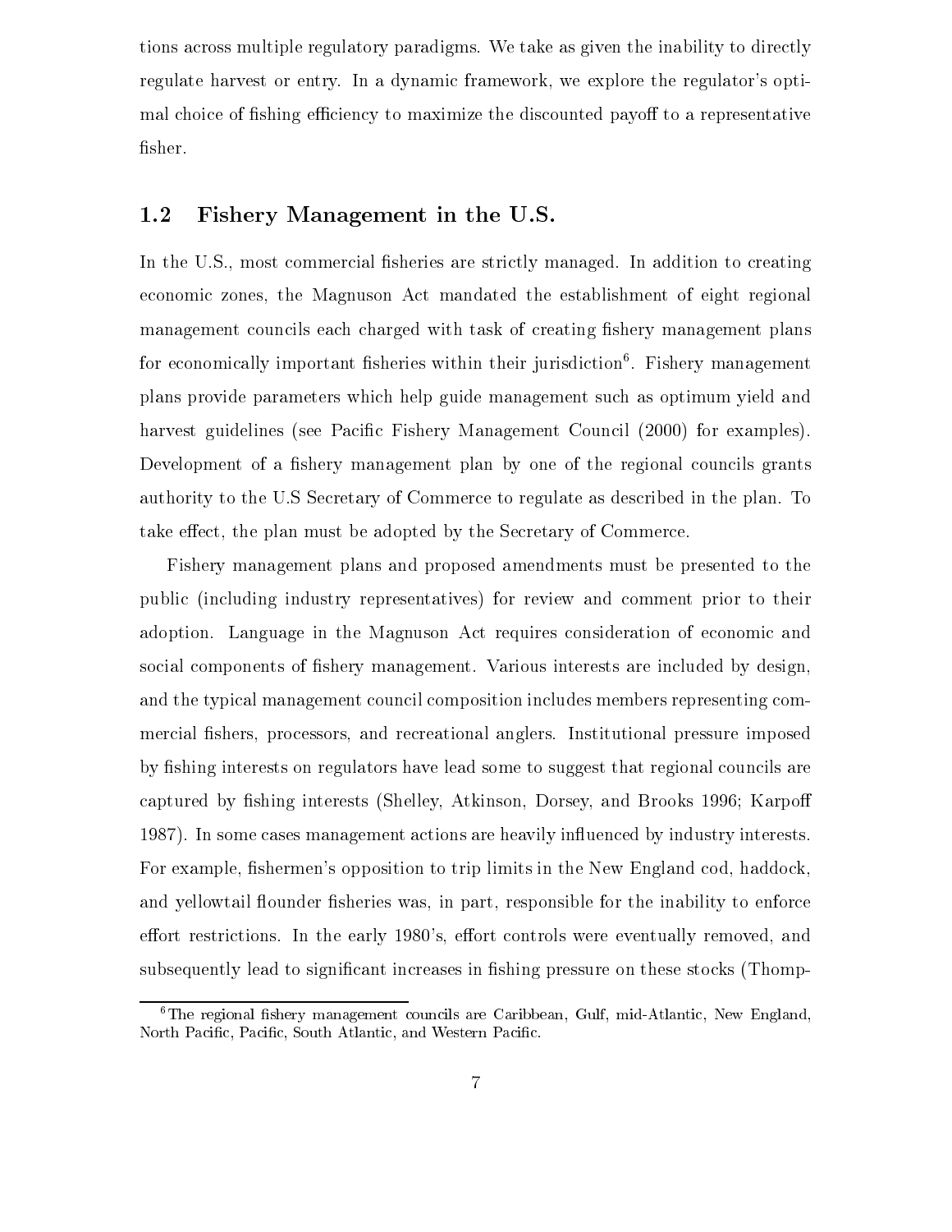tions across multiple regulatory paradigms. We take as given the inability to directly regulate harvest or entry. In a dynamic framework, we explore the regulator's optimal choice of fishing efficiency to maximize the discounted payoff to a representative fisher.

## 1.2 Fishery Management in the U.S.

In the U.S., most commercial fisheries are strictly managed. In addition to creating economic zones, the Magnuson Act mandated the establishment of eight regional management councils each charged with task of creating fishery management plans for economically important fisheries within their jurisdiction[6]. Fishery management plans provide parameters which help guide management such as optimum yield and harvest guidelines (see Pacific Fishery Management Council (2000) for examples). Development of a fishery management plan by one of the regional councils grants authority to the U.S Secretary of Commerce to regulate as described in the plan. To take effect, the plan must be adopted by the Secretary of Commerce.

Fishery management plans and proposed amendments must be presented to the public (including industry representatives) for review and comment prior to their adoption. Language in the Magnuson Act requires consideration of economic and social components of fishery management. Various interests are included by design, and the typical management council composition includes members representing commercial fishers, processors, and recreational anglers. Institutional pressure imposed by fishing interests on regulators have lead some to suggest that regional councils are captured by fishing interests (Shelley, Atkinson, Dorsey, and Brooks 1996; Karpoff 1987). In some cases management actions are heavily influenced by industry interests. For example, fishermen's opposition to trip limits in the New England cod, haddock, and yellowtail flounder fisheries was, in part, responsible for the inability to enforce effort restrictions. In the early 1980's, effort controls were eventually removed, and subsequently lead to significant increases in fishing pressure on these stocks (Thomp-

[6] The regional fishery management councils are Caribbean, Gulf, mid-Atlantic, New England, North Pacific, Pacific, South Atlantic, and Western Pacific.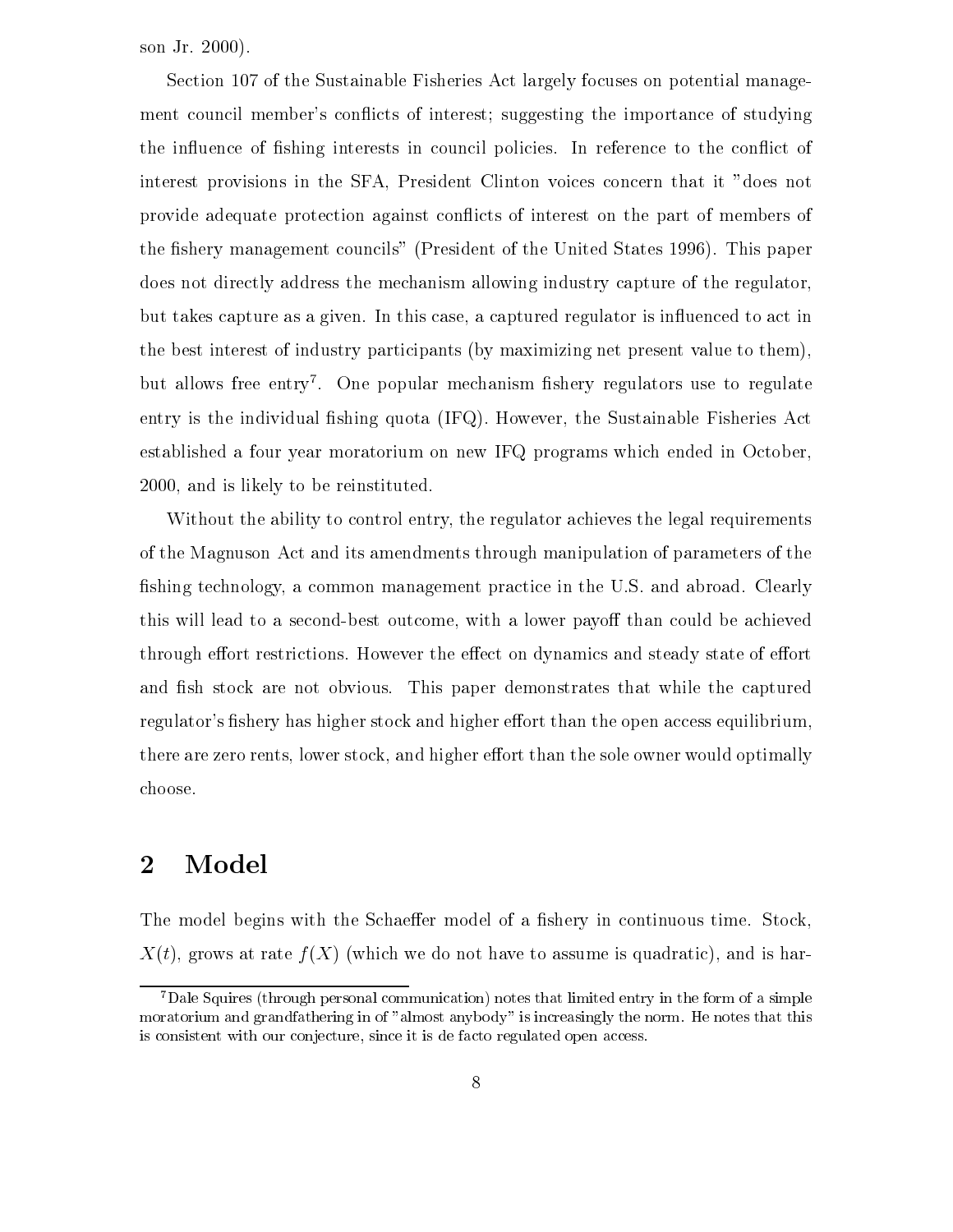son Jr. 2000).

Section 107 of the Sustainable Fisheries Act largely focuses on potential management council member's conflicts of interest; suggesting the importance of studying the influence of fishing interests in council policies. In reference to the conflict of interest provisions in the SFA, President Clinton voices concern that it "does not provide adequate protection against conflicts of interest on the part of members of the fishery management councils" (President of the United States 1996). This paper does not directly address the mechanism allowing industry capture of the regulator, but takes capture as a given. In this case, a captured regulator is influenced to act in the best interest of industry participants (by maximizing net present value to them), but allows free entry[7]. One popular mechanism fishery regulators use to regulate entry is the individual fishing quota (IFQ). However, the Sustainable Fisheries Act established a four year moratorium on new IFQ programs which ended in October, 2000, and is likely to be reinstituted.

Without the ability to control entry, the regulator achieves the legal requirements of the Magnuson Act and its amendments through manipulation of parameters of the fishing technology, a common management practice in the U.S. and abroad. Clearly this will lead to a second-best outcome, with a lower payoff than could be achieved through effort restrictions. However the effect on dynamics and steady state of effort and fish stock are not obvious. This paper demonstrates that while the captured regulator's fishery has higher stock and higher effort than the open access equilibrium, there are zero rents, lower stock, and higher effort than the sole owner would optimally choose.

## 2 Model

The model begins with the Schaeffer model of a fishery in continuous time. Stock, $X(t)$, grows at rate $f(X)$ (which we do not have to assume is quadratic), and is har-

[7] Dale Squires (through personal communication) notes that limited entry in the form of a simple moratorium and grandfathering in of "almost anybody" is increasingly the norm. He notes that this is consistent with our conjecture, since it is de facto regulated open access.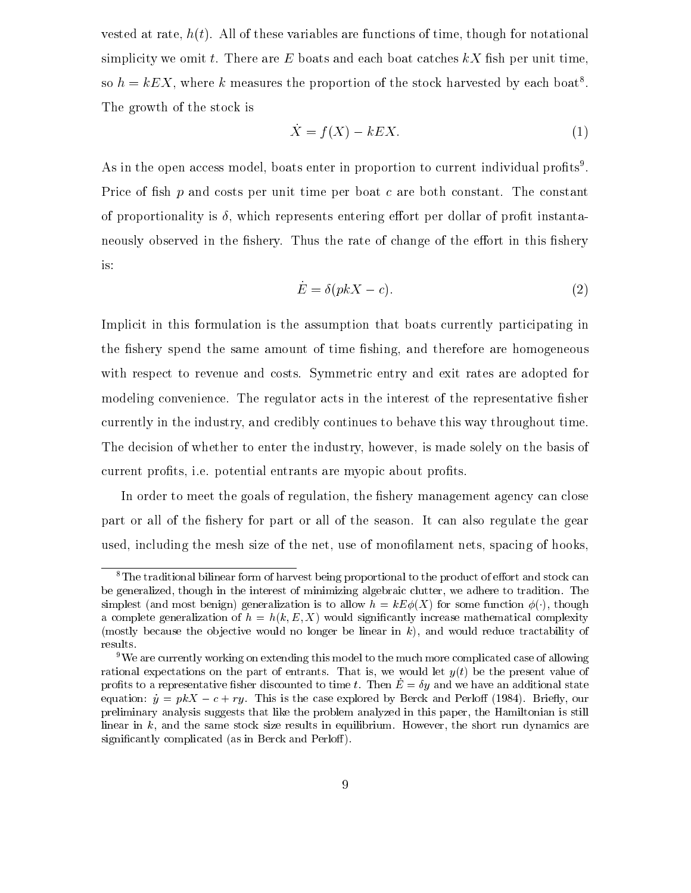vested at rate, $h(t)$. All of these variables are functions of time, though for notational simplicity we omit $t$. There are $E$ boats and each boat catches $kX$ fish per unit time, so $h = kEX$, where $k$ measures the proportion of the stock harvested by each boat[8]. The growth of the stock is

$$\dot{X} = f(X) - kEX. \tag{1}$$

As in the open access model, boats enter in proportion to current individual profits[9]. Price of fish $p$ and costs per unit time per boat $c$ are both constant. The constant of proportionality is $\delta$, which represents entering effort per dollar of profit instantaneously observed in the fishery. Thus the rate of change of the effort in this fishery is:

$$\dot{E} = \delta(pkX - c). \tag{2}$$

Implicit in this formulation is the assumption that boats currently participating in the fishery spend the same amount of time fishing, and therefore are homogeneous with respect to revenue and costs. Symmetric entry and exit rates are adopted for modeling convenience. The regulator acts in the interest of the representative fisher currently in the industry, and credibly continues to behave this way throughout time. The decision of whether to enter the industry, however, is made solely on the basis of current profits, i.e. potential entrants are myopic about profits.

In order to meet the goals of regulation, the fishery management agency can close part or all of the fishery for part or all of the season. It can also regulate the gear used, including the mesh size of the net, use of monofilament nets, spacing of hooks,

---

[8] The traditional bilinear form of harvest being proportional to the product of effort and stock can be generalized, though in the interest of minimizing algebraic clutter, we adhere to tradition. The simplest (and most benign) generalization is to allow $h = kE\phi(X)$ for some function $\phi(\cdot)$, though a complete generalization of $h = h(k, E, X)$ would significantly increase mathematical complexity (mostly because the objective would no longer be linear in $k$), and would reduce tractability of results.

[9] We are currently working on extending this model to the much more complicated case of allowing rational expectations on the part of entrants. That is, we would let $y(t)$ be the present value of profits to a representative fisher discounted to time $t$. Then $\dot{E} = \delta y$ and we have an additional state equation: $\dot{y} = pkX - c + ry$. This is the case explored by Berck and Perloff (1984). Briefly, our preliminary analysis suggests that like the problem analyzed in this paper, the Hamiltonian is still linear in $k$, and the same stock size results in equilibrium. However, the short run dynamics are significantly complicated (as in Berck and Perloff).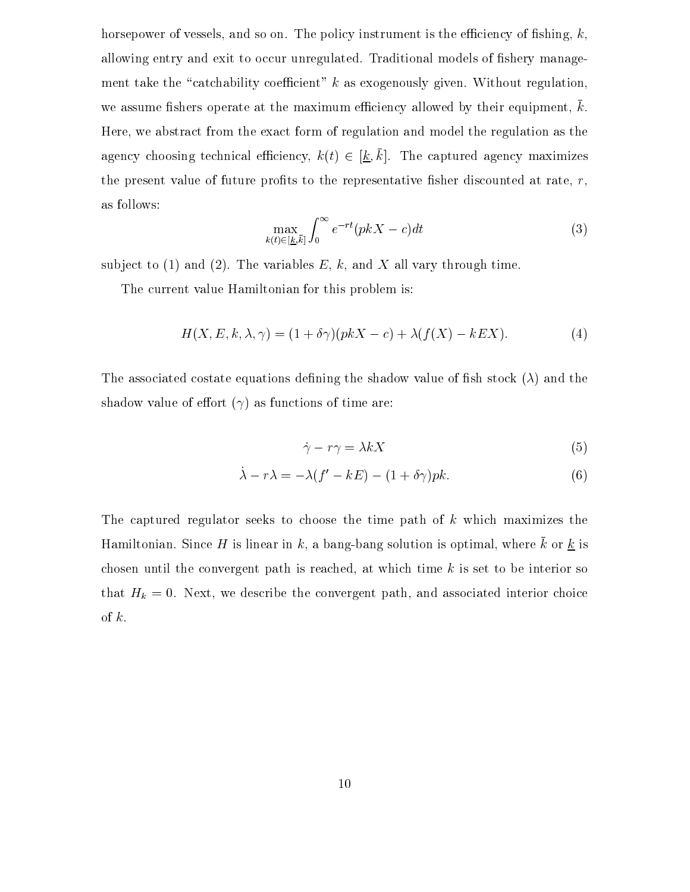horsepower of vessels, and so on. The policy instrument is the efficiency of fishing, $k$, allowing entry and exit to occur unregulated. Traditional models of fishery management take the "catchability coefficient" $k$ as exogenously given. Without regulation, we assume fishers operate at the maximum efficiency allowed by their equipment, $\bar{k}$. Here, we abstract from the exact form of regulation and model the regulation as the agency choosing technical efficiency, $k(t) \in [\underline{k}, \bar{k}]$. The captured agency maximizes the present value of future profits to the representative fisher discounted at rate, $r$, as follows:

$$\max_{k(t) \in [\underline{k}, \bar{k}]} \int_0^\infty e^{-rt}(pkX - c)dt \tag{3}$$

subject to (1) and (2). The variables $E$, $k$, and $X$ all vary through time.

The current value Hamiltonian for this problem is:

$$H(X, E, k, \lambda, \gamma) = (1 + \delta\gamma)(pkX - c) + \lambda(f(X) - kEX). \tag{4}$$

The associated costate equations defining the shadow value of fish stock ($\lambda$) and the shadow value of effort ($\gamma$) as functions of time are:

$$\dot{\gamma} - r\gamma = \lambda kX \tag{5}$$

$$\dot{\lambda} - r\lambda = -\lambda(f' - kE) - (1 + \delta\gamma)pk. \tag{6}$$

The captured regulator seeks to choose the time path of $k$ which maximizes the Hamiltonian. Since $H$ is linear in $k$, a bang-bang solution is optimal, where $\bar{k}$ or $\underline{k}$ is chosen until the convergent path is reached, at which time $k$ is set to be interior so that $H_k = 0$. Next, we describe the convergent path, and associated interior choice of $k$.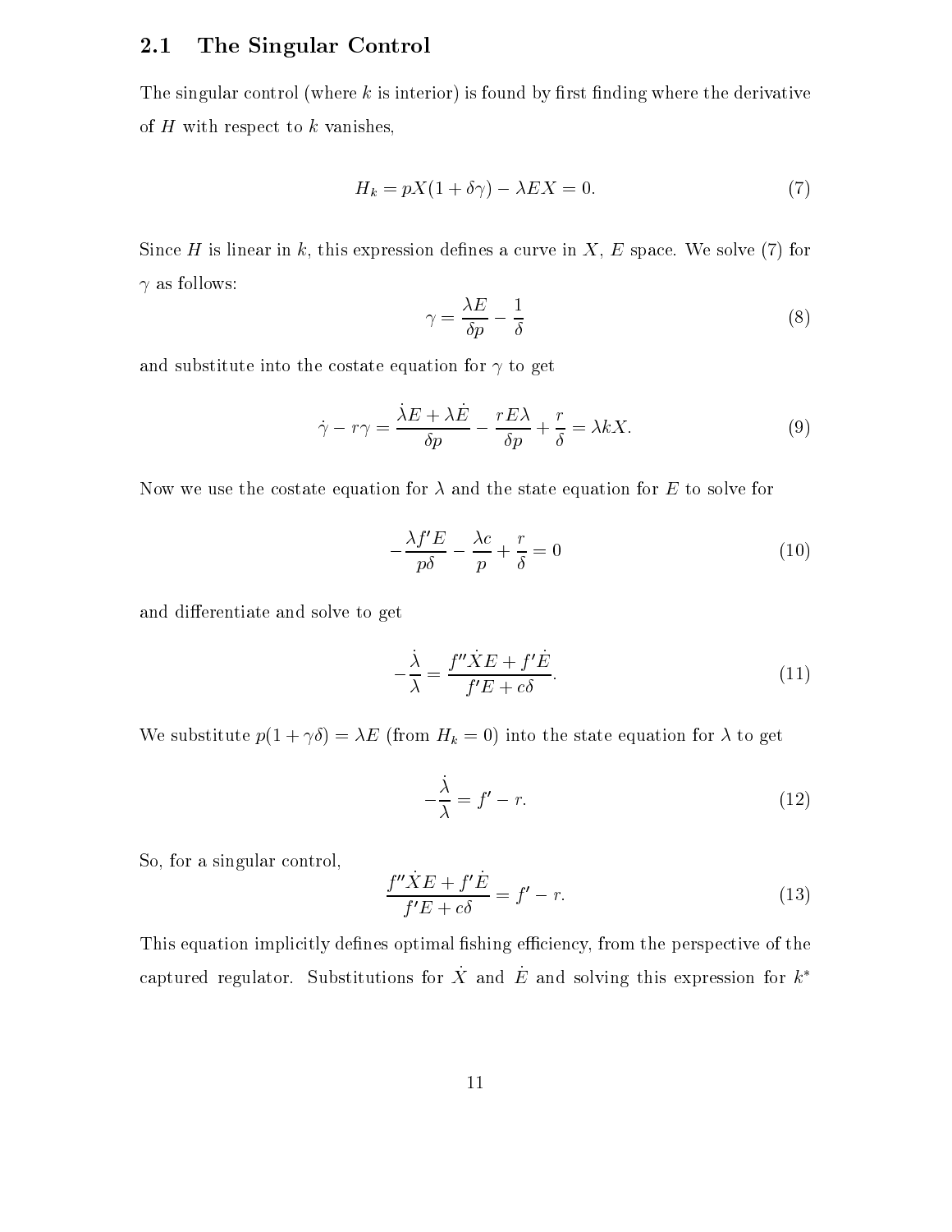## 2.1 The Singular Control

The singular control (where $k$ is interior) is found by first finding where the derivative of $H$ with respect to $k$ vanishes,

$$H_k = pX(1 + \delta\gamma) - \lambda EX = 0. \tag{7}$$

Since $H$ is linear in $k$, this expression defines a curve in $X$, $E$ space. We solve (7) for $\gamma$ as follows:

$$\gamma = \frac{\lambda E}{\delta p} - \frac{1}{\delta} \tag{8}$$

and substitute into the costate equation for $\gamma$ to get

$$\dot{\gamma} - r\gamma = \frac{\dot{\lambda}E + \lambda\dot{E}}{\delta p} - \frac{rE\lambda}{\delta p} + \frac{r}{\delta} = \lambda kX. \tag{9}$$

Now we use the costate equation for $\lambda$ and the state equation for $E$ to solve for

$$-\frac{\lambda f' E}{p\delta} - \frac{\lambda c}{p} + \frac{r}{\delta} = 0 \tag{10}$$

and differentiate and solve to get

$$-\frac{\dot{\lambda}}{\lambda} = \frac{f''\dot{X}E + f'\dot{E}}{f'E + c\delta}. \tag{11}$$

We substitute $p(1 + \gamma\delta) = \lambda E$ (from $H_k = 0$) into the state equation for $\lambda$ to get

$$-\frac{\dot{\lambda}}{\lambda} = f' - r. \tag{12}$$

So, for a singular control,

$$\frac{f''\dot{X}E + f'\dot{E}}{f'E + c\delta} = f' - r. \tag{13}$$

This equation implicitly defines optimal fishing efficiency, from the perspective of the captured regulator. Substitutions for $\dot{X}$ and $\dot{E}$ and solving this expression for $k^*$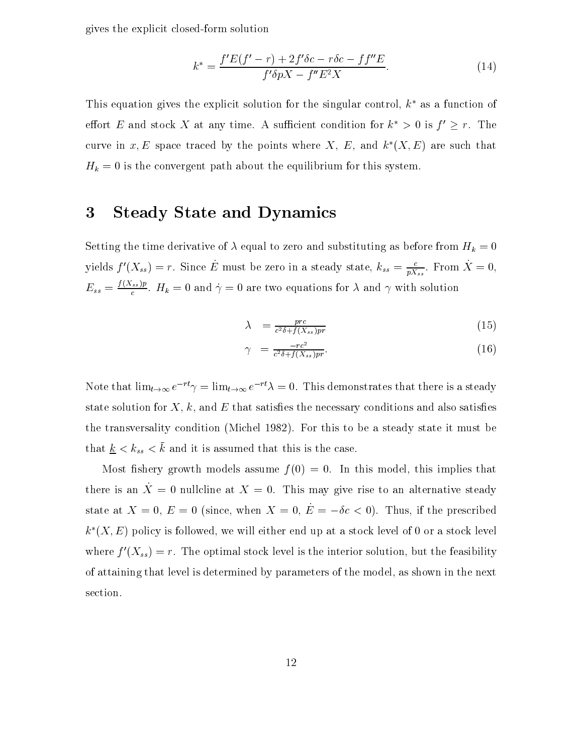gives the explicit closed-form solution

$$k^* = \frac{f'E(f' - r) + 2f'\delta c - r\delta c - ff''E}{f'\delta pX - f''E^2 X}. \tag{14}$$

This equation gives the explicit solution for the singular control, $k^*$ as a function of effort $E$ and stock $X$ at any time. A sufficient condition for $k^* > 0$ is $f' \geq r$. The curve in $x, E$ space traced by the points where $X$, $E$, and $k^*(X, E)$ are such that $H_k = 0$ is the convergent path about the equilibrium for this system.

# 3 Steady State and Dynamics

Setting the time derivative of $\lambda$ equal to zero and substituting as before from $H_k = 0$ yields $f'(X_{ss}) = r$. Since $\dot{E}$ must be zero in a steady state, $k_{ss} = \frac{c}{pX_{ss}}$. From $\dot{X} = 0$, $E_{ss} = \frac{f(X_{ss})p}{c}$. $H_k = 0$ and $\dot{\gamma} = 0$ are two equations for $\lambda$ and $\gamma$ with solution

$$\lambda = \frac{prc}{c^2\delta + f(X_{ss})pr} \tag{15}$$

$$\gamma = \frac{-rc^2}{c^2\delta + f(X_{ss})pr}. \tag{16}$$

Note that $\lim_{t\to\infty} e^{-rt}\gamma = \lim_{t\to\infty} e^{-rt}\lambda = 0$. This demonstrates that there is a steady state solution for $X$, $k$, and $E$ that satisfies the necessary conditions and also satisfies the transversality condition (Michel 1982). For this to be a steady state it must be that $\underline{k} < k_{ss} < \bar{k}$ and it is assumed that this is the case.

Most fishery growth models assume $f(0) = 0$. In this model, this implies that there is an $\dot{X} = 0$ nullcline at $X = 0$. This may give rise to an alternative steady state at $X = 0$, $E = 0$ (since, when $X = 0$, $\dot{E} = -\delta c < 0$). Thus, if the prescribed $k^*(X, E)$ policy is followed, we will either end up at a stock level of 0 or a stock level where $f'(X_{ss}) = r$. The optimal stock level is the interior solution, but the feasibility of attaining that level is determined by parameters of the model, as shown in the next section.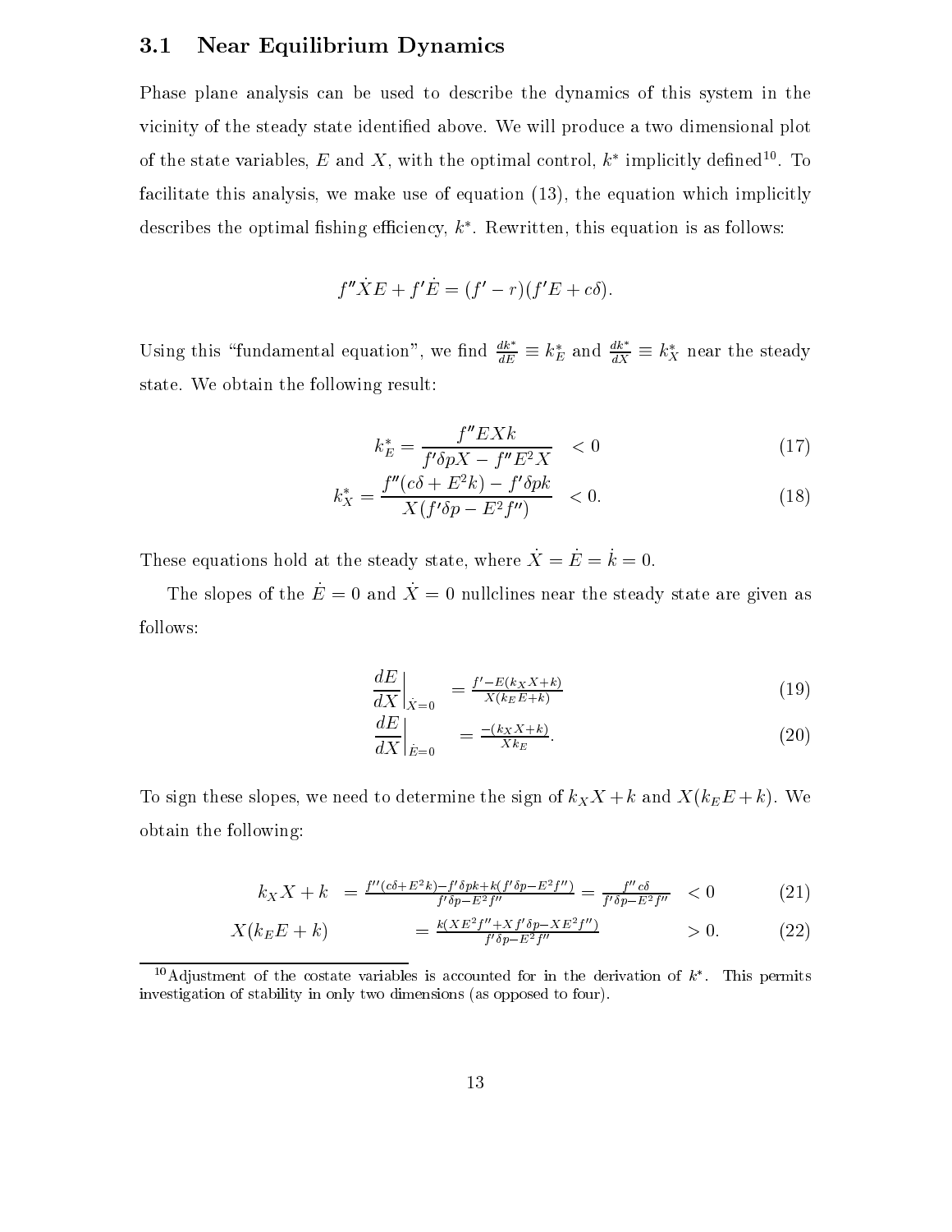### 3.1 Near Equilibrium Dynamics

Phase plane analysis can be used to describe the dynamics of this system in the vicinity of the steady state identified above. We will produce a two dimensional plot of the state variables, $E$ and $X$, with the optimal control, $k^*$ implicitly defined[10]. To facilitate this analysis, we make use of equation (13), the equation which implicitly describes the optimal fishing efficiency, $k^*$. Rewritten, this equation is as follows:

$$f''\dot{X}E + f'\dot{E} = (f' - r)(f'E + c\delta).$$

Using this "fundamental equation", we find $\frac{dk^*}{dE} \equiv k_E^*$ and $\frac{dk^*}{dX} \equiv k_X^*$ near the steady state. We obtain the following result:

$$k_E^* = \frac{f''EXk}{f'\delta pX - f''E^2X} \quad < 0 \tag{17}$$

$$k_X^* = \frac{f''(c\delta + E^2k) - f'\delta pk}{X(f'\delta p - E^2 f'')} \quad < 0. \tag{18}$$

These equations hold at the steady state, where $\dot{X} = \dot{E} = \dot{k} = 0$.

The slopes of the $\dot{E} = 0$ and $\dot{X} = 0$ nullclines near the steady state are given as follows:

$$\left.\frac{dE}{dX}\right|_{\dot{X}=0} = \frac{f' - E(k_X X + k)}{X(k_E E + k)} \tag{19}$$

$$\left.\frac{dE}{dX}\right|_{\dot{E}=0} = \frac{-(k_X X + k)}{X k_E}. \tag{20}$$

To sign these slopes, we need to determine the sign of $k_X X + k$ and $X(k_E E + k)$. We obtain the following:

$$k_X X + k = \frac{f''(c\delta + E^2k) - f'\delta pk + k(f'\delta p - E^2 f'')}{f'\delta p - E^2 f''} = \frac{f''c\delta}{f'\delta p - E^2 f''} \quad < 0 \tag{21}$$

$$X(k_E E + k) = \frac{k(XE^2 f'' + Xf'\delta p - XE^2 f'')}{f'\delta p - E^2 f''} \quad > 0. \tag{22}$$

[10] Adjustment of the costate variables is accounted for in the derivation of $k^*$. This permits investigation of stability in only two dimensions (as opposed to four).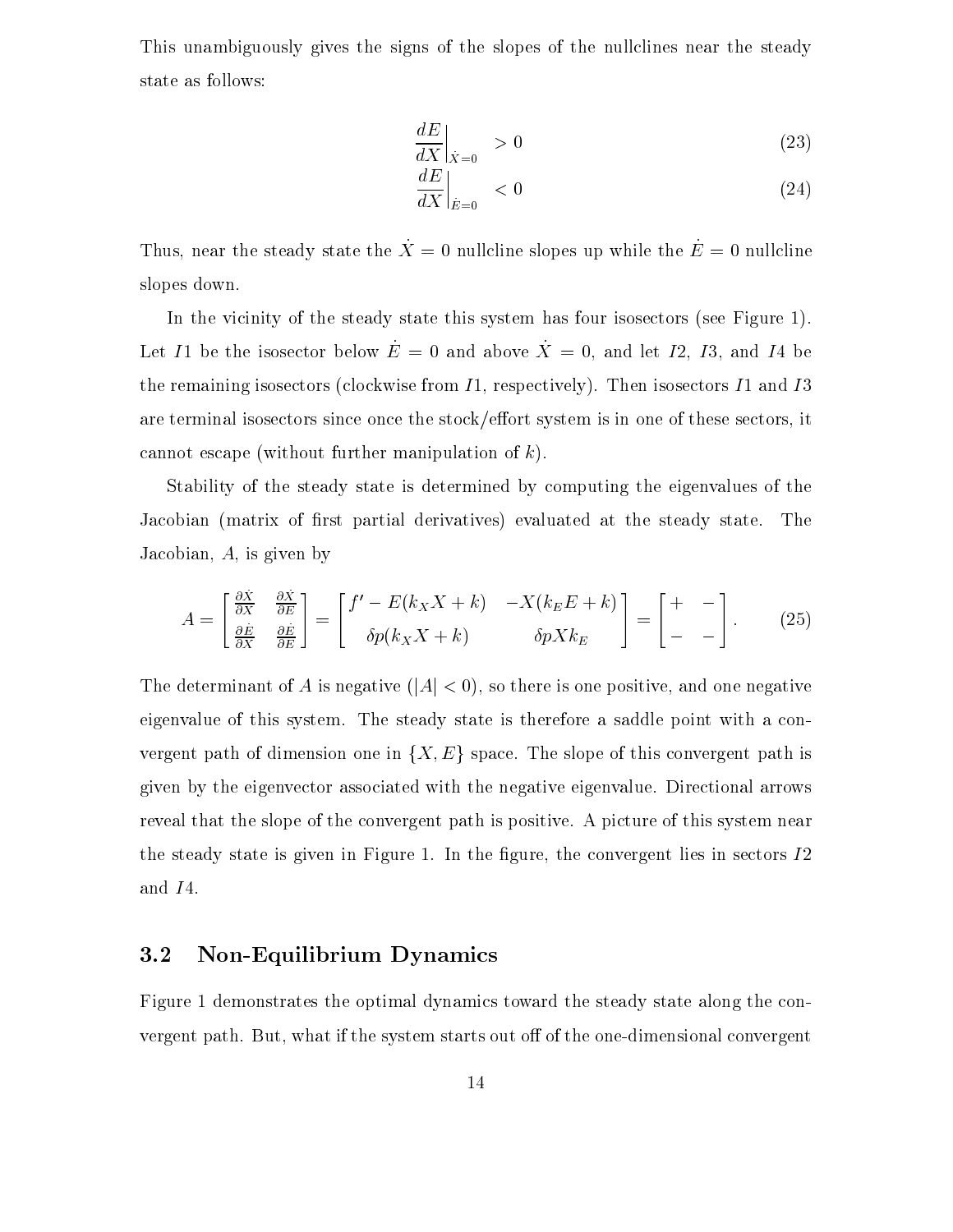This unambiguously gives the signs of the slopes of the nullclines near the steady state as follows:

$$\left.\frac{dE}{dX}\right|_{\dot{X}=0} > 0 \tag{23}$$

$$\left.\frac{dE}{dX}\right|_{\dot{E}=0} < 0 \tag{24}$$

Thus, near the steady state the $\dot{X} = 0$ nullcline slopes up while the $\dot{E} = 0$ nullcline slopes down.

In the vicinity of the steady state this system has four isosectors (see Figure 1). Let $I1$ be the isosector below $\dot{E} = 0$ and above $\dot{X} = 0$, and let $I2$, $I3$, and $I4$ be the remaining isosectors (clockwise from $I1$, respectively). Then isosectors $I1$ and $I3$ are terminal isosectors since once the stock/effort system is in one of these sectors, it cannot escape (without further manipulation of $k$).

Stability of the steady state is determined by computing the eigenvalues of the Jacobian (matrix of first partial derivatives) evaluated at the steady state. The Jacobian, $A$, is given by

$$A = \begin{bmatrix} \frac{\partial \dot{X}}{\partial X} & \frac{\partial \dot{X}}{\partial E} \\ \frac{\partial \dot{E}}{\partial X} & \frac{\partial \dot{E}}{\partial E} \end{bmatrix} = \begin{bmatrix} f' - E(k_X X + k) & -X(k_E E + k) \\ \delta p(k_X X + k) & \delta p X k_E \end{bmatrix} = \begin{bmatrix} + & - \\ - & - \end{bmatrix}. \tag{25}$$

The determinant of $A$ is negative ($|A| < 0$), so there is one positive, and one negative eigenvalue of this system. The steady state is therefore a saddle point with a convergent path of dimension one in $\{X, E\}$ space. The slope of this convergent path is given by the eigenvector associated with the negative eigenvalue. Directional arrows reveal that the slope of the convergent path is positive. A picture of this system near the steady state is given in Figure 1. In the figure, the convergent lies in sectors $I2$ and $I4$.

### 3.2 Non-Equilibrium Dynamics

Figure 1 demonstrates the optimal dynamics toward the steady state along the convergent path. But, what if the system starts out off of the one-dimensional convergent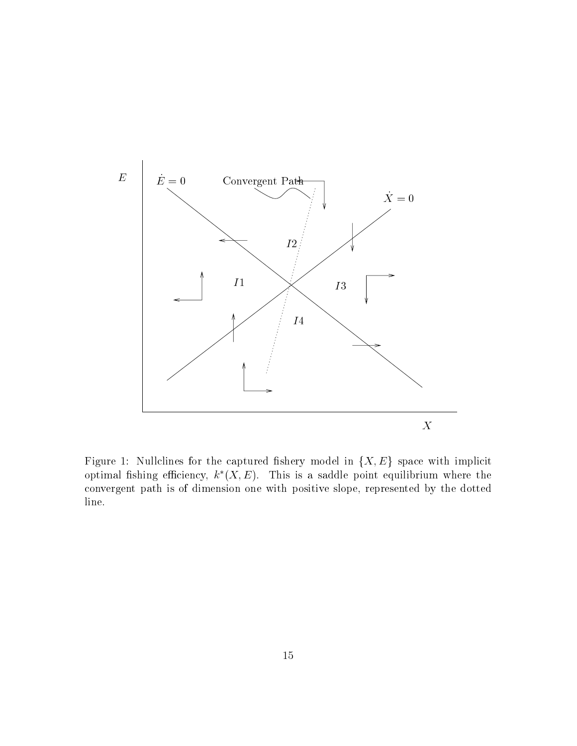Figure 1: Nullclines for the captured fishery model in $\{X, E\}$ space with implicit optimal fishing efficiency, $k^*(X, E)$. This is a saddle point equilibrium where the convergent path is of dimension one with positive slope, represented by the dotted line.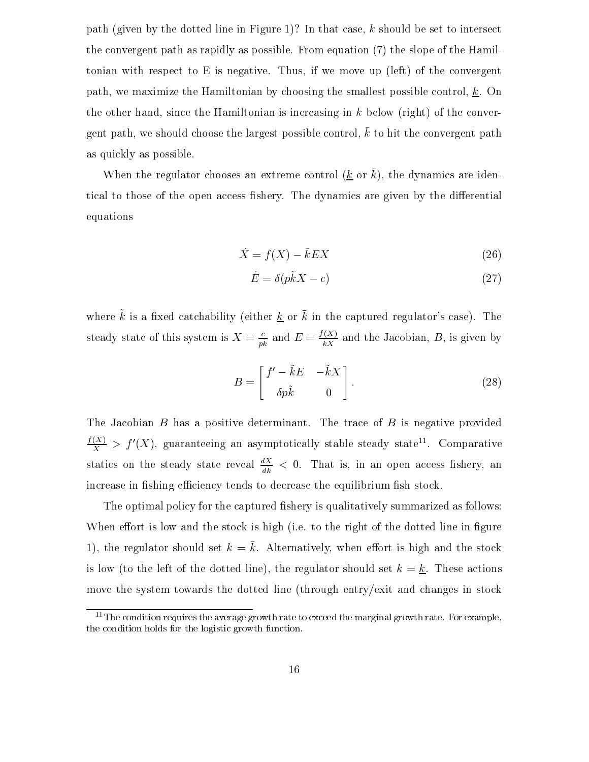path (given by the dotted line in Figure 1)? In that case, $k$ should be set to intersect the convergent path as rapidly as possible. From equation (7) the slope of the Hamiltonian with respect to E is negative. Thus, if we move up (left) of the convergent path, we maximize the Hamiltonian by choosing the smallest possible control, $\underline{k}$. On the other hand, since the Hamiltonian is increasing in $k$ below (right) of the convergent path, we should choose the largest possible control, $\bar{k}$ to hit the convergent path as quickly as possible.

When the regulator chooses an extreme control ($\underline{k}$ or $\bar{k}$), the dynamics are identical to those of the open access fishery. The dynamics are given by the differential equations

$$\dot{X} = f(X) - \tilde{k}EX \tag{26}$$

$$\dot{E} = \delta(p\tilde{k}X - c) \tag{27}$$

where $\tilde{k}$ is a fixed catchability (either $\underline{k}$ or $\bar{k}$ in the captured regulator's case). The steady state of this system is $X = \frac{c}{pk}$ and $E = \frac{f(X)}{kX}$ and the Jacobian, $B$, is given by

$$B = \begin{bmatrix} f' - \tilde{k}E & -\tilde{k}X \\ \delta p\tilde{k} & 0 \end{bmatrix}. \tag{28}$$

The Jacobian $B$ has a positive determinant. The trace of $B$ is negative provided $\frac{f(X)}{X} > f'(X)$, guaranteeing an asymptotically stable steady state[11]. Comparative statics on the steady state reveal $\frac{dX}{dk} < 0$. That is, in an open access fishery, an increase in fishing efficiency tends to decrease the equilibrium fish stock.

The optimal policy for the captured fishery is qualitatively summarized as follows: When effort is low and the stock is high (i.e. to the right of the dotted line in figure 1), the regulator should set $k = \bar{k}$. Alternatively, when effort is high and the stock is low (to the left of the dotted line), the regulator should set $k = \underline{k}$. These actions move the system towards the dotted line (through entry/exit and changes in stock

[11] The condition requires the average growth rate to exceed the marginal growth rate. For example, the condition holds for the logistic growth function.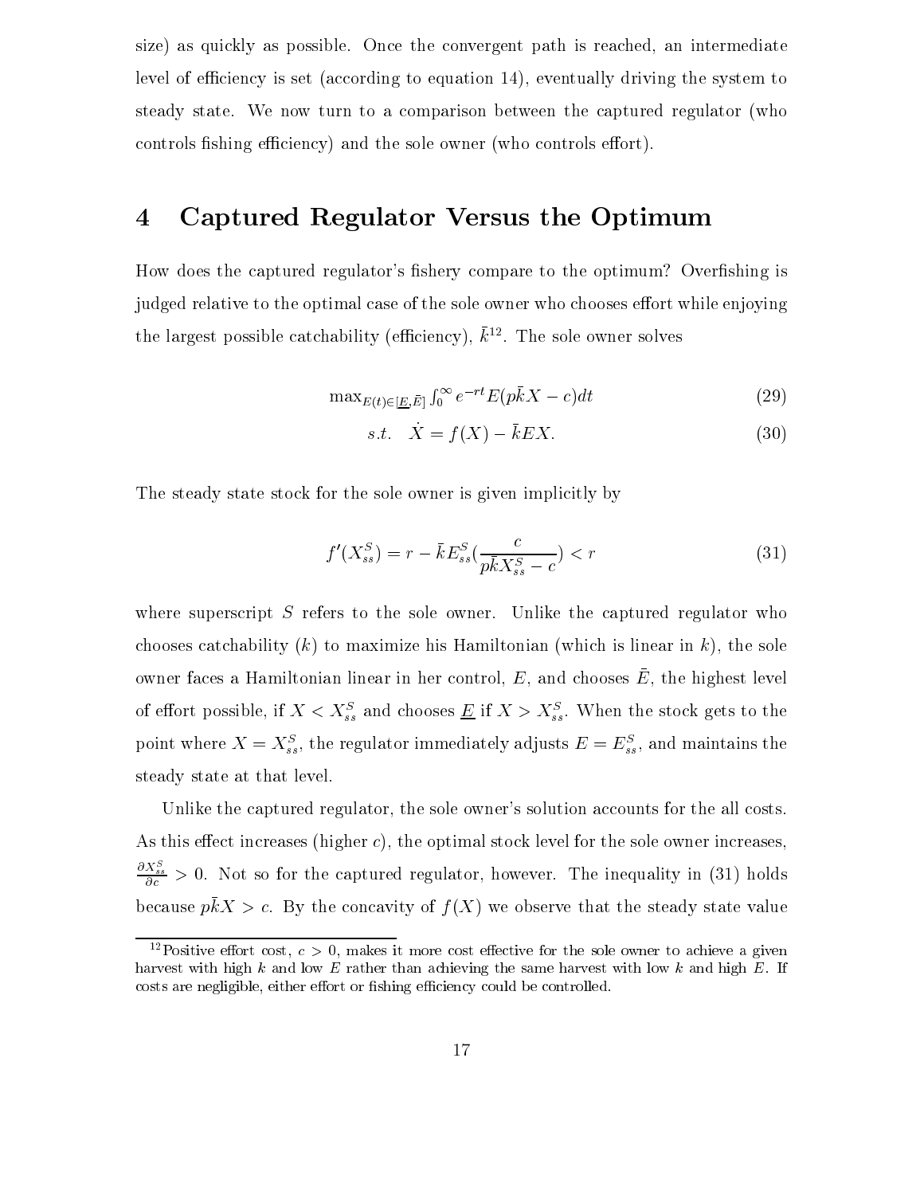size) as quickly as possible. Once the convergent path is reached, an intermediate level of efficiency is set (according to equation 14), eventually driving the system to steady state. We now turn to a comparison between the captured regulator (who controls fishing efficiency) and the sole owner (who controls effort).

## 4 Captured Regulator Versus the Optimum

How does the captured regulator's fishery compare to the optimum? Overfishing is judged relative to the optimal case of the sole owner who chooses effort while enjoying the largest possible catchability (efficiency), $\bar{k}$[12]. The sole owner solves

$$\max_{E(t)\in[\underline{E},\bar{E}]} \int_0^\infty e^{-rt} E(p\bar{k}X - c)dt \tag{29}$$

$$s.t. \quad \dot{X} = f(X) - \bar{k}EX. \tag{30}$$

The steady state stock for the sole owner is given implicitly by

$$f'(X_{ss}^S) = r - \bar{k}E_{ss}^S(\frac{c}{p\bar{k}X_{ss}^S - c}) < r \tag{31}$$

where superscript $S$ refers to the sole owner. Unlike the captured regulator who chooses catchability ($k$) to maximize his Hamiltonian (which is linear in $k$), the sole owner faces a Hamiltonian linear in her control, $E$, and chooses $\bar{E}$, the highest level of effort possible, if $X < X_{ss}^S$ and chooses $\underline{E}$ if $X > X_{ss}^S$. When the stock gets to the point where $X = X_{ss}^S$, the regulator immediately adjusts $E = E_{ss}^S$, and maintains the steady state at that level.

Unlike the captured regulator, the sole owner's solution accounts for the all costs. As this effect increases (higher $c$), the optimal stock level for the sole owner increases, $\frac{\partial X_{ss}^S}{\partial c} > 0$. Not so for the captured regulator, however. The inequality in (31) holds because $p\bar{k}X > c$. By the concavity of $f(X)$ we observe that the steady state value

[12] Positive effort cost, $c > 0$, makes it more cost effective for the sole owner to achieve a given harvest with high $k$ and low $E$ rather than achieving the same harvest with low $k$ and high $E$. If costs are negligible, either effort or fishing efficiency could be controlled.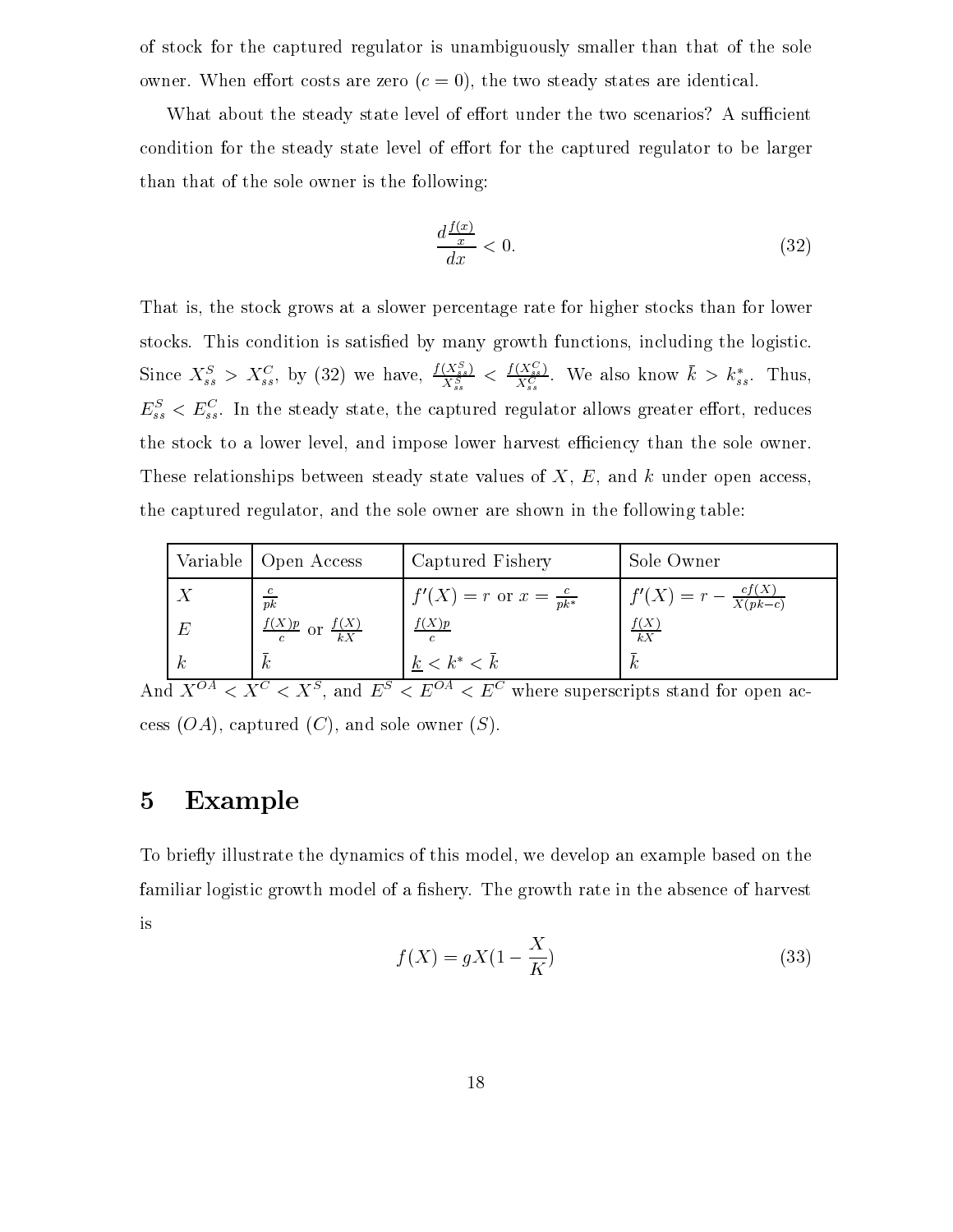of stock for the captured regulator is unambiguously smaller than that of the sole owner. When effort costs are zero ($c = 0$), the two steady states are identical.

What about the steady state level of effort under the two scenarios? A sufficient condition for the steady state level of effort for the captured regulator to be larger than that of the sole owner is the following:

$$\frac{d\frac{f(x)}{x}}{dx} < 0. \tag{32}$$

That is, the stock grows at a slower percentage rate for higher stocks than for lower stocks. This condition is satisfied by many growth functions, including the logistic. Since $X_{ss}^S > X_{ss}^C$, by (32) we have, $\frac{f(X_{ss}^S)}{X_{ss}^S} < \frac{f(X_{ss}^C)}{X_{ss}^C}$. We also know $\bar{k} > k_{ss}^*$. Thus, $E_{ss}^S < E_{ss}^C$. In the steady state, the captured regulator allows greater effort, reduces the stock to a lower level, and impose lower harvest efficiency than the sole owner. These relationships between steady state values of $X$, $E$, and $k$ under open access, the captured regulator, and the sole owner are shown in the following table:

| Variable | Open Access | Captured Fishery | Sole Owner |
|---|---|---|---|
| $X$ | $\frac{c}{pk}$ | $f'(X) = r$ or $x = \frac{c}{pk^*}$ | $f'(X) = r - \frac{cf(X)}{X(pk-c)}$ |
| $E$ | $\frac{f(X)p}{c}$ or $\frac{f(X)}{kX}$ | $\frac{f(X)p}{c}$ | $\frac{f(X)}{kX}$ |
| $k$ | $\bar{k}$ | $\underline{k} < k^* < \bar{k}$ | $\bar{k}$ |

And $X^{OA} < X^C < X^S$, and $E^S < E^{OA} < E^C$ where superscripts stand for open access ($OA$), captured ($C$), and sole owner ($S$).

# 5 Example

To briefly illustrate the dynamics of this model, we develop an example based on the familiar logistic growth model of a fishery. The growth rate in the absence of harvest is

$$f(X) = gX(1 - \frac{X}{K}) \tag{33}$$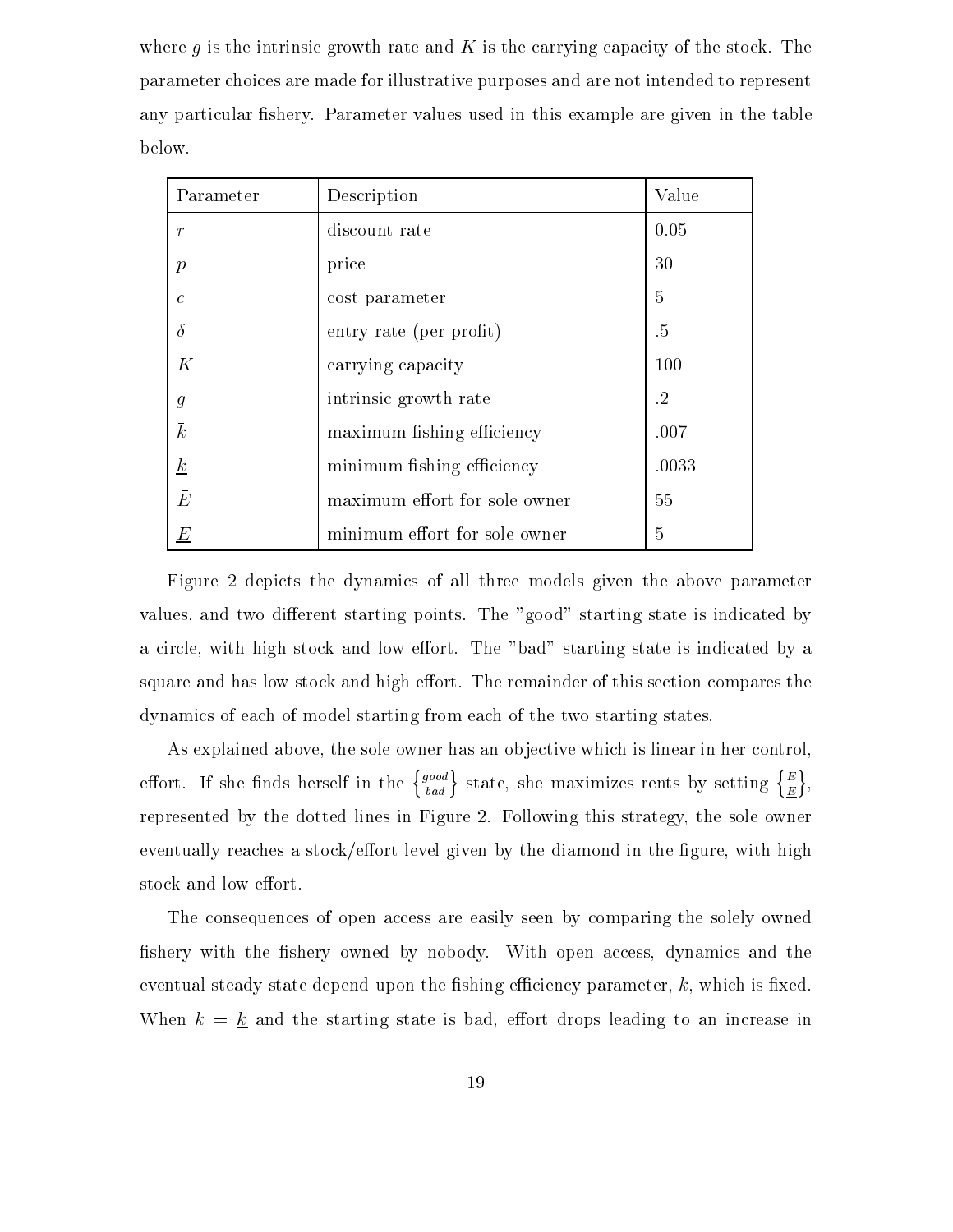where $g$ is the intrinsic growth rate and $K$ is the carrying capacity of the stock. The parameter choices are made for illustrative purposes and are not intended to represent any particular fishery. Parameter values used in this example are given in the table below.

| Parameter | Description | Value |
|---|---|---|
| $r$ | discount rate | 0.05 |
| $p$ | price | 30 |
| $c$ | cost parameter | 5 |
| $\delta$ | entry rate (per profit) | .5 |
| $K$ | carrying capacity | 100 |
| $g$ | intrinsic growth rate | .2 |
| $\bar{k}$ | maximum fishing efficiency | .007 |
| $\underline{k}$ | minimum fishing efficiency | .0033 |
| $\bar{E}$ | maximum effort for sole owner | 55 |
| $\underline{E}$ | minimum effort for sole owner | 5 |

Figure 2 depicts the dynamics of all three models given the above parameter values, and two different starting points. The "good" starting state is indicated by a circle, with high stock and low effort. The "bad" starting state is indicated by a square and has low stock and high effort. The remainder of this section compares the dynamics of each of model starting from each of the two starting states.

As explained above, the sole owner has an objective which is linear in her control, effort. If she finds herself in the $\left\{ {good \atop bad} \right\}$ state, she maximizes rents by setting $\left\{ {\bar{E} \atop \underline{E}} \right\}$, represented by the dotted lines in Figure 2. Following this strategy, the sole owner eventually reaches a stock/effort level given by the diamond in the figure, with high stock and low effort.

The consequences of open access are easily seen by comparing the solely owned fishery with the fishery owned by nobody. With open access, dynamics and the eventual steady state depend upon the fishing efficiency parameter, $k$, which is fixed. When $k = \underline{k}$ and the starting state is bad, effort drops leading to an increase in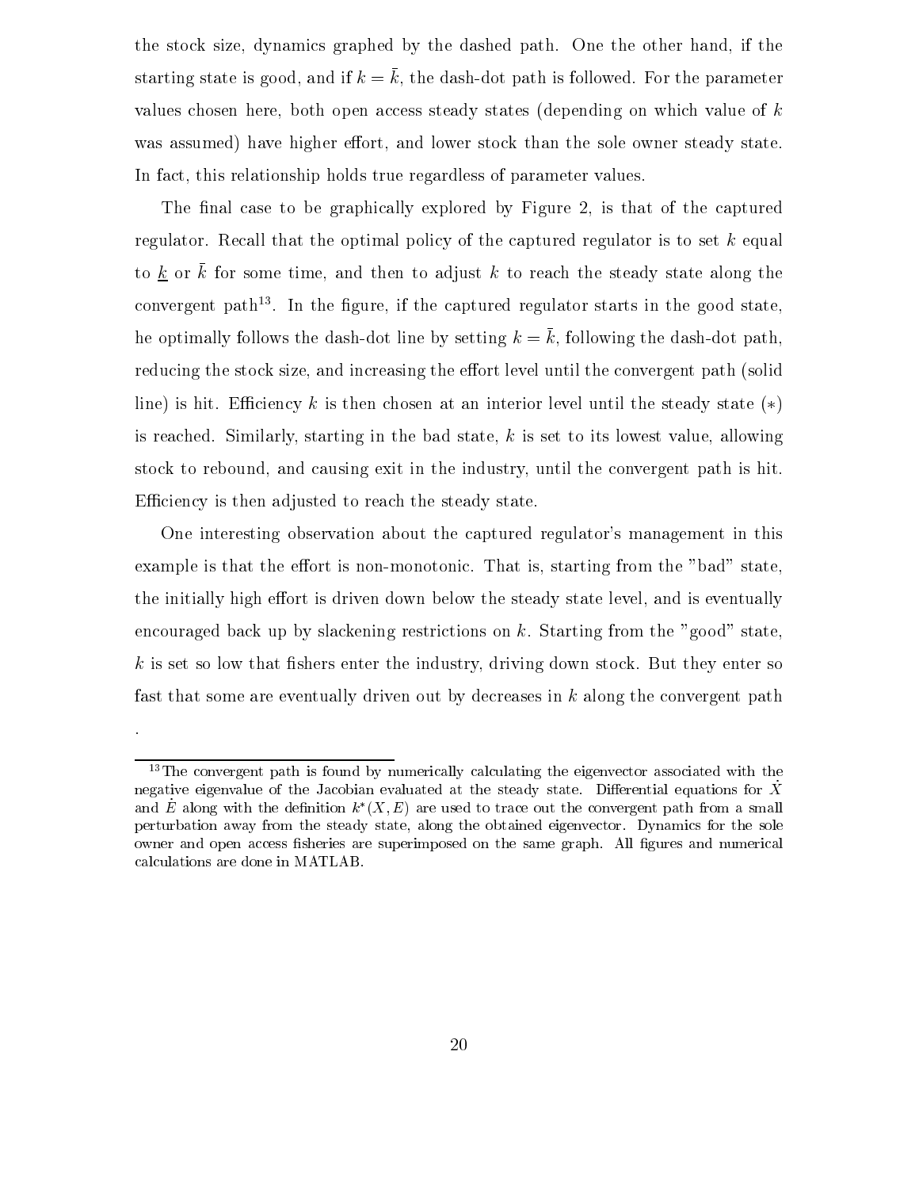the stock size, dynamics graphed by the dashed path. One the other hand, if the starting state is good, and if $k = \bar{k}$, the dash-dot path is followed. For the parameter values chosen here, both open access steady states (depending on which value of $k$ was assumed) have higher effort, and lower stock than the sole owner steady state. In fact, this relationship holds true regardless of parameter values.

The final case to be graphically explored by Figure 2, is that of the captured regulator. Recall that the optimal policy of the captured regulator is to set $k$ equal to $\underline{k}$ or $\bar{k}$ for some time, and then to adjust $k$ to reach the steady state along the convergent path[13]. In the figure, if the captured regulator starts in the good state, he optimally follows the dash-dot line by setting $k = \bar{k}$, following the dash-dot path, reducing the stock size, and increasing the effort level until the convergent path (solid line) is hit. Efficiency $k$ is then chosen at an interior level until the steady state $(*)$ is reached. Similarly, starting in the bad state, $k$ is set to its lowest value, allowing stock to rebound, and causing exit in the industry, until the convergent path is hit. Efficiency is then adjusted to reach the steady state.

One interesting observation about the captured regulator's management in this example is that the effort is non-monotonic. That is, starting from the "bad" state, the initially high effort is driven down below the steady state level, and is eventually encouraged back up by slackening restrictions on $k$. Starting from the "good" state, $k$ is set so low that fishers enter the industry, driving down stock. But they enter so fast that some are eventually driven out by decreases in $k$ along the convergent path .

[13] The convergent path is found by numerically calculating the eigenvector associated with the negative eigenvalue of the Jacobian evaluated at the steady state. Differential equations for $\dot{X}$ and $\dot{E}$ along with the definition $k^*(X, E)$ are used to trace out the convergent path from a small perturbation away from the steady state, along the obtained eigenvector. Dynamics for the sole owner and open access fisheries are superimposed on the same graph. All figures and numerical calculations are done in MATLAB.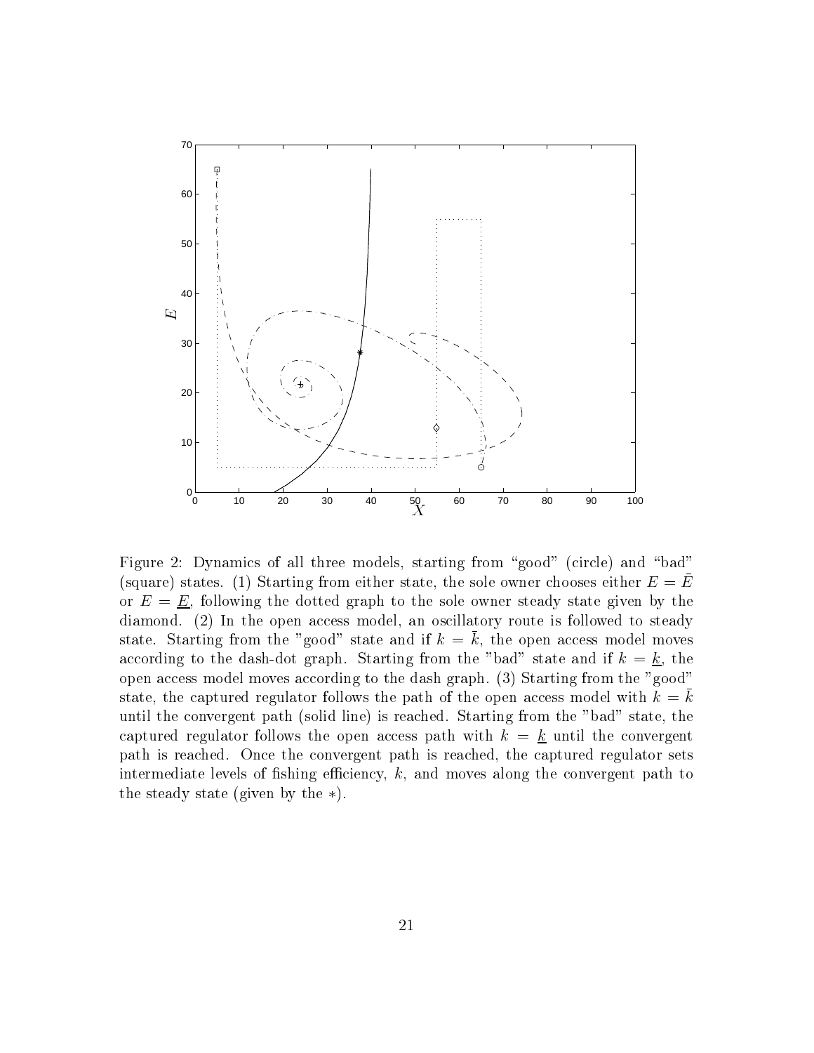Figure 2: Dynamics of all three models, starting from "good" (circle) and "bad" (square) states. (1) Starting from either state, the sole owner chooses either $E = \bar{E}$ or $E = \underline{E}$, following the dotted graph to the sole owner steady state given by the diamond. (2) In the open access model, an oscillatory route is followed to steady state. Starting from the "good" state and if $k = \bar{k}$, the open access model moves according to the dash-dot graph. Starting from the "bad" state and if $k = \underline{k}$, the open access model moves according to the dash graph. (3) Starting from the "good" state, the captured regulator follows the path of the open access model with $k = \bar{k}$ until the convergent path (solid line) is reached. Starting from the "bad" state, the captured regulator follows the open access path with $k = \underline{k}$ until the convergent path is reached. Once the convergent path is reached, the captured regulator sets intermediate levels of fishing efficiency, $k$, and moves along the convergent path to the steady state (given by the $*$).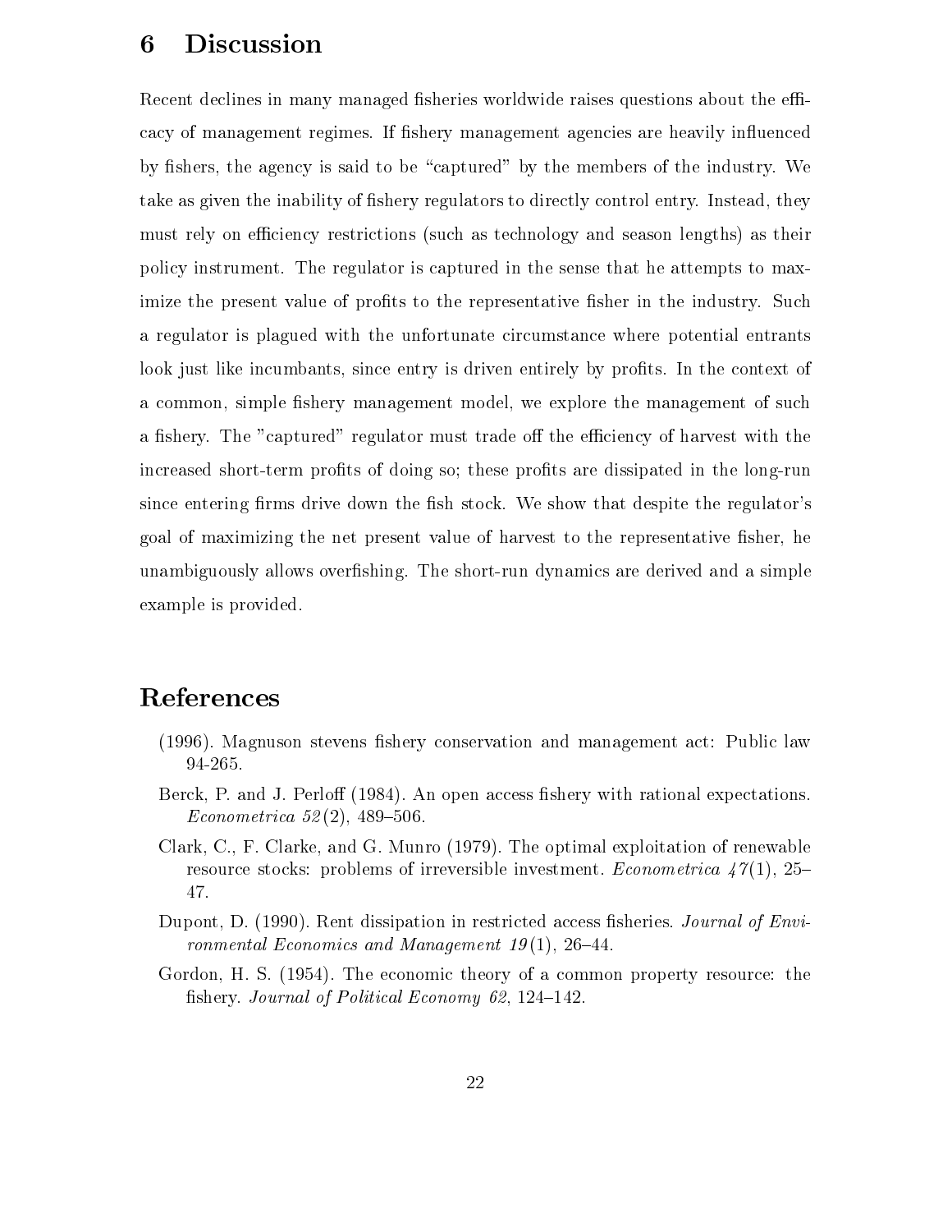# 6 Discussion

Recent declines in many managed fisheries worldwide raises questions about the efficacy of management regimes. If fishery management agencies are heavily influenced by fishers, the agency is said to be "captured" by the members of the industry. We take as given the inability of fishery regulators to directly control entry. Instead, they must rely on efficiency restrictions (such as technology and season lengths) as their policy instrument. The regulator is captured in the sense that he attempts to maximize the present value of profits to the representative fisher in the industry. Such a regulator is plagued with the unfortunate circumstance where potential entrants look just like incumbants, since entry is driven entirely by profits. In the context of a common, simple fishery management model, we explore the management of such a fishery. The "captured" regulator must trade off the efficiency of harvest with the increased short-term profits of doing so; these profits are dissipated in the long-run since entering firms drive down the fish stock. We show that despite the regulator's goal of maximizing the net present value of harvest to the representative fisher, he unambiguously allows overfishing. The short-run dynamics are derived and a simple example is provided.

# References

(1996). Magnuson stevens fishery conservation and management act: Public law 94-265.

Berck, P. and J. Perloff (1984). An open access fishery with rational expectations. *Econometrica 52*(2), 489–506.

Clark, C., F. Clarke, and G. Munro (1979). The optimal exploitation of renewable resource stocks: problems of irreversible investment. *Econometrica 47*(1), 25–47.

Dupont, D. (1990). Rent dissipation in restricted access fisheries. *Journal of Environmental Economics and Management 19*(1), 26–44.

Gordon, H. S. (1954). The economic theory of a common property resource: the fishery. *Journal of Political Economy 62*, 124–142.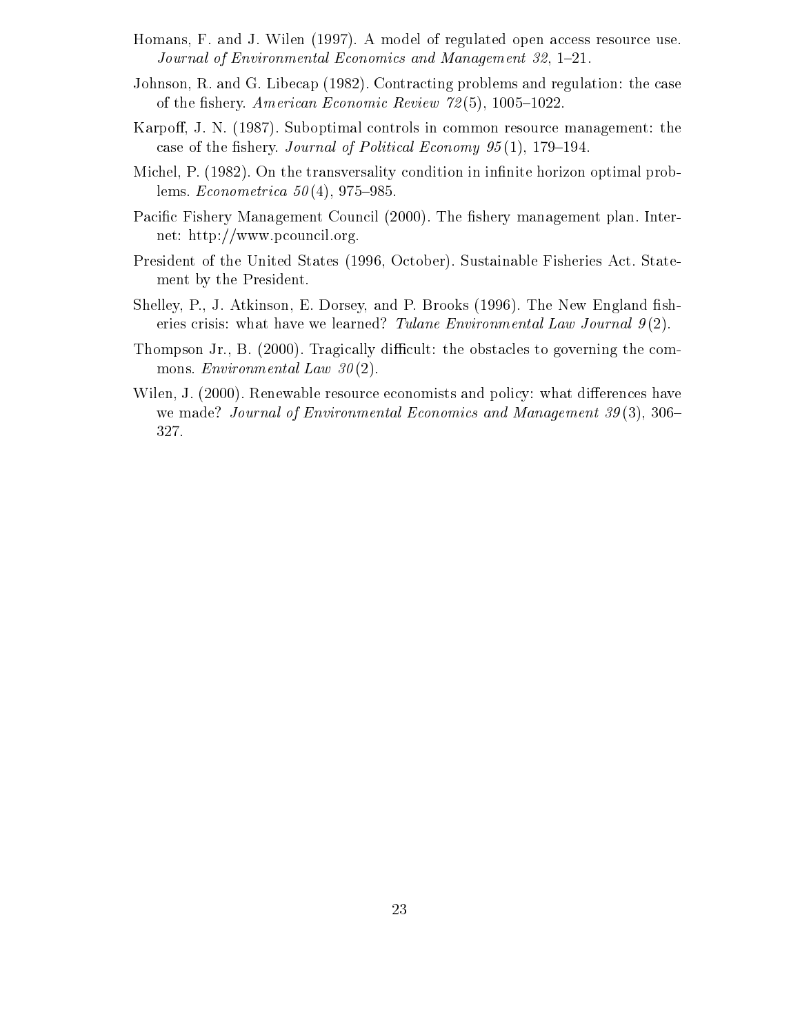Homans, F. and J. Wilen (1997). A model of regulated open access resource use. *Journal of Environmental Economics and Management 32*, 1–21.

Johnson, R. and G. Libecap (1982). Contracting problems and regulation: the case of the fishery. *American Economic Review 72*(5), 1005–1022.

Karpoff, J. N. (1987). Suboptimal controls in common resource management: the case of the fishery. *Journal of Political Economy 95*(1), 179–194.

Michel, P. (1982). On the transversality condition in infinite horizon optimal problems. *Econometrica 50*(4), 975–985.

Pacific Fishery Management Council (2000). The fishery management plan. Internet: http://www.pcouncil.org.

President of the United States (1996, October). Sustainable Fisheries Act. Statement by the President.

Shelley, P., J. Atkinson, E. Dorsey, and P. Brooks (1996). The New England fisheries crisis: what have we learned? *Tulane Environmental Law Journal 9*(2).

Thompson Jr., B. (2000). Tragically difficult: the obstacles to governing the commons. *Environmental Law 30*(2).

Wilen, J. (2000). Renewable resource economists and policy: what differences have we made? *Journal of Environmental Economics and Management 39*(3), 306–327.